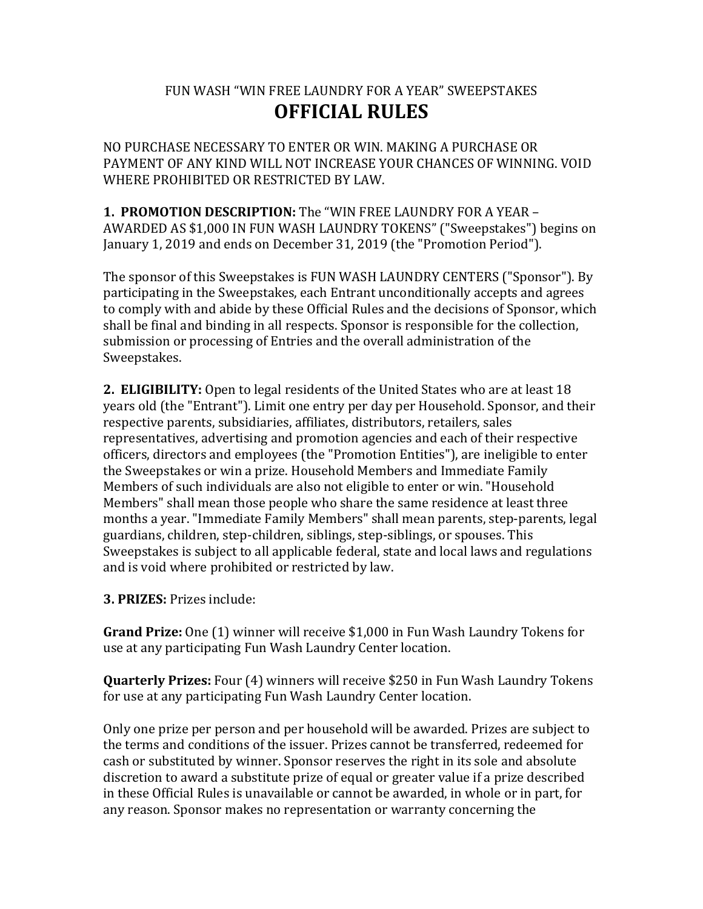FUN WASH “WIN FREE LAUNDRY FOR A YEAR” SWEEPSTAKES

# OFFICIAL RULES

NO PURCHASE NECESSARY TO ENTER OR WIN. MAKING A PURCHASE OR PAYMENT OF ANY KIND WILL NOT INCREASE YOUR CHANCES OF WINNING. VOID WHERE PROHIBITED OR RESTRICTED BY LAW.

**1. PROMOTION DESCRIPTION:** The “WIN FREE LAUNDRY FOR A YEAR – AWARDED AS $1,000 IN FUN WASH LAUNDRY TOKENS” ("Sweepstakes") begins on January 1, 2019 and ends on December 31, 2019 (the "Promotion Period").

The sponsor of this Sweepstakes is FUN WASH LAUNDRY CENTERS ("Sponsor"). By participating in the Sweepstakes, each Entrant unconditionally accepts and agrees to comply with and abide by these Official Rules and the decisions of Sponsor, which shall be final and binding in all respects. Sponsor is responsible for the collection, submission or processing of Entries and the overall administration of the Sweepstakes.

**2. ELIGIBILITY:** Open to legal residents of the United States who are at least 18 years old (the "Entrant"). Limit one entry per day per Household. Sponsor, and their respective parents, subsidiaries, affiliates, distributors, retailers, sales representatives, advertising and promotion agencies and each of their respective officers, directors and employees (the "Promotion Entities"), are ineligible to enter the Sweepstakes or win a prize. Household Members and Immediate Family Members of such individuals are also not eligible to enter or win. "Household Members" shall mean those people who share the same residence at least three months a year. "Immediate Family Members" shall mean parents, step-parents, legal guardians, children, step-children, siblings, step-siblings, or spouses. This Sweepstakes is subject to all applicable federal, state and local laws and regulations and is void where prohibited or restricted by law.

**3. PRIZES:** Prizes include:

**Grand Prize:** One (1) winner will receive $1,000 in Fun Wash Laundry Tokens for use at any participating Fun Wash Laundry Center location.

**Quarterly Prizes:** Four (4) winners will receive $250 in Fun Wash Laundry Tokens for use at any participating Fun Wash Laundry Center location.

Only one prize per person and per household will be awarded. Prizes are subject to the terms and conditions of the issuer. Prizes cannot be transferred, redeemed for cash or substituted by winner. Sponsor reserves the right in its sole and absolute discretion to award a substitute prize of equal or greater value if a prize described in these Official Rules is unavailable or cannot be awarded, in whole or in part, for any reason. Sponsor makes no representation or warranty concerning the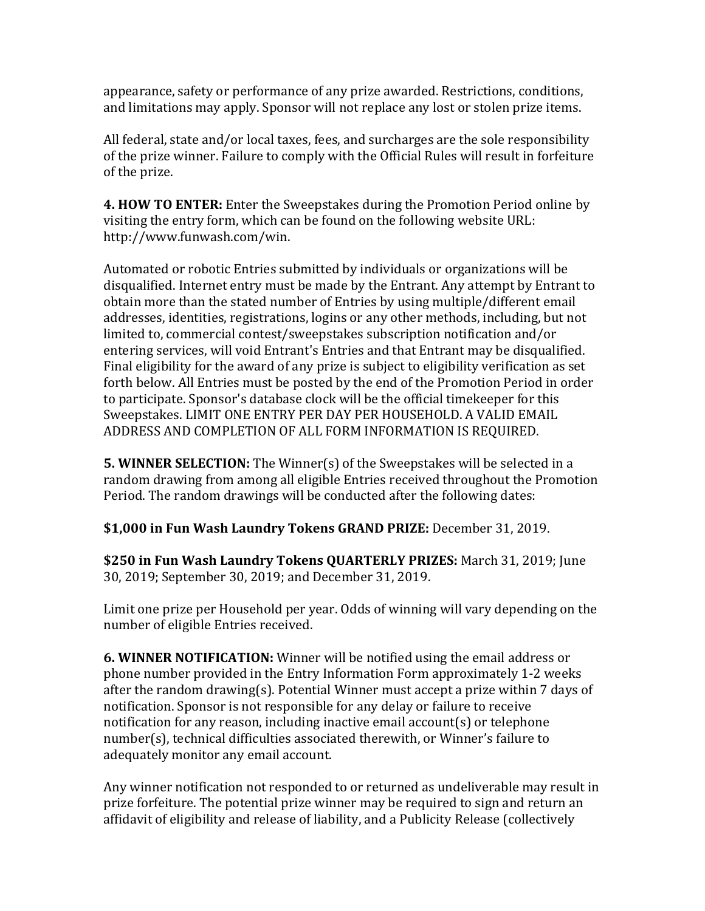appearance, safety or performance of any prize awarded. Restrictions, conditions, and limitations may apply. Sponsor will not replace any lost or stolen prize items.

All federal, state and/or local taxes, fees, and surcharges are the sole responsibility of the prize winner. Failure to comply with the Official Rules will result in forfeiture of the prize.

**4. HOW TO ENTER:** Enter the Sweepstakes during the Promotion Period online by visiting the entry form, which can be found on the following website URL: http://www.funwash.com/win.

Automated or robotic Entries submitted by individuals or organizations will be disqualified. Internet entry must be made by the Entrant. Any attempt by Entrant to obtain more than the stated number of Entries by using multiple/different email addresses, identities, registrations, logins or any other methods, including, but not limited to, commercial contest/sweepstakes subscription notification and/or entering services, will void Entrant's Entries and that Entrant may be disqualified. Final eligibility for the award of any prize is subject to eligibility verification as set forth below. All Entries must be posted by the end of the Promotion Period in order to participate. Sponsor's database clock will be the official timekeeper for this Sweepstakes. LIMIT ONE ENTRY PER DAY PER HOUSEHOLD. A VALID EMAIL ADDRESS AND COMPLETION OF ALL FORM INFORMATION IS REQUIRED.

**5. WINNER SELECTION:** The Winner(s) of the Sweepstakes will be selected in a random drawing from among all eligible Entries received throughout the Promotion Period. The random drawings will be conducted after the following dates:

**$1,000 in Fun Wash Laundry Tokens GRAND PRIZE:** December 31, 2019.

**$250 in Fun Wash Laundry Tokens QUARTERLY PRIZES:** March 31, 2019; June 30, 2019; September 30, 2019; and December 31, 2019.

Limit one prize per Household per year. Odds of winning will vary depending on the number of eligible Entries received.

**6. WINNER NOTIFICATION:** Winner will be notified using the email address or phone number provided in the Entry Information Form approximately 1-2 weeks after the random drawing(s). Potential Winner must accept a prize within 7 days of notification. Sponsor is not responsible for any delay or failure to receive notification for any reason, including inactive email account(s) or telephone number(s), technical difficulties associated therewith, or Winner's failure to adequately monitor any email account.

Any winner notification not responded to or returned as undeliverable may result in prize forfeiture. The potential prize winner may be required to sign and return an affidavit of eligibility and release of liability, and a Publicity Release (collectively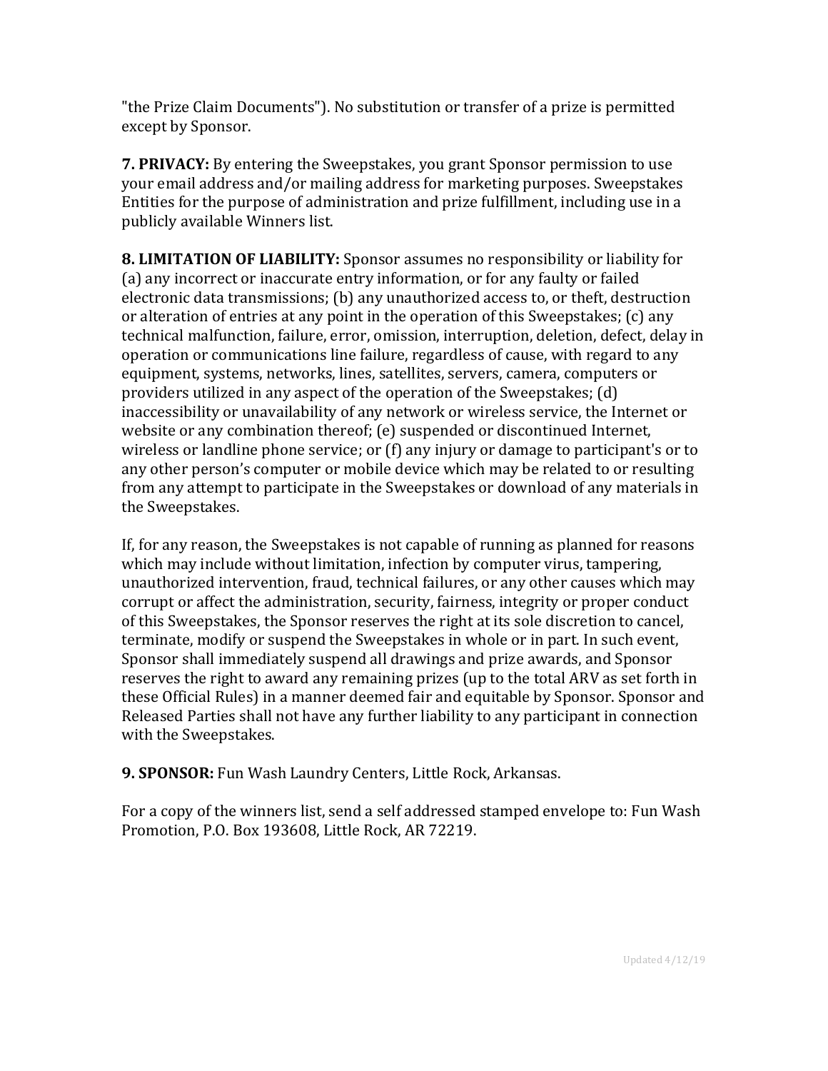"the Prize Claim Documents"). No substitution or transfer of a prize is permitted except by Sponsor.

**7. PRIVACY:** By entering the Sweepstakes, you grant Sponsor permission to use your email address and/or mailing address for marketing purposes. Sweepstakes Entities for the purpose of administration and prize fulfillment, including use in a publicly available Winners list.

**8. LIMITATION OF LIABILITY:** Sponsor assumes no responsibility or liability for (a) any incorrect or inaccurate entry information, or for any faulty or failed electronic data transmissions; (b) any unauthorized access to, or theft, destruction or alteration of entries at any point in the operation of this Sweepstakes; (c) any technical malfunction, failure, error, omission, interruption, deletion, defect, delay in operation or communications line failure, regardless of cause, with regard to any equipment, systems, networks, lines, satellites, servers, camera, computers or providers utilized in any aspect of the operation of the Sweepstakes; (d) inaccessibility or unavailability of any network or wireless service, the Internet or website or any combination thereof; (e) suspended or discontinued Internet, wireless or landline phone service; or (f) any injury or damage to participant's or to any other person's computer or mobile device which may be related to or resulting from any attempt to participate in the Sweepstakes or download of any materials in the Sweepstakes.

If, for any reason, the Sweepstakes is not capable of running as planned for reasons which may include without limitation, infection by computer virus, tampering, unauthorized intervention, fraud, technical failures, or any other causes which may corrupt or affect the administration, security, fairness, integrity or proper conduct of this Sweepstakes, the Sponsor reserves the right at its sole discretion to cancel, terminate, modify or suspend the Sweepstakes in whole or in part. In such event, Sponsor shall immediately suspend all drawings and prize awards, and Sponsor reserves the right to award any remaining prizes (up to the total ARV as set forth in these Official Rules) in a manner deemed fair and equitable by Sponsor. Sponsor and Released Parties shall not have any further liability to any participant in connection with the Sweepstakes.

**9. SPONSOR:** Fun Wash Laundry Centers, Little Rock, Arkansas.

For a copy of the winners list, send a self addressed stamped envelope to: Fun Wash Promotion, P.O. Box 193608, Little Rock, AR 72219.

Updated 4/12/19